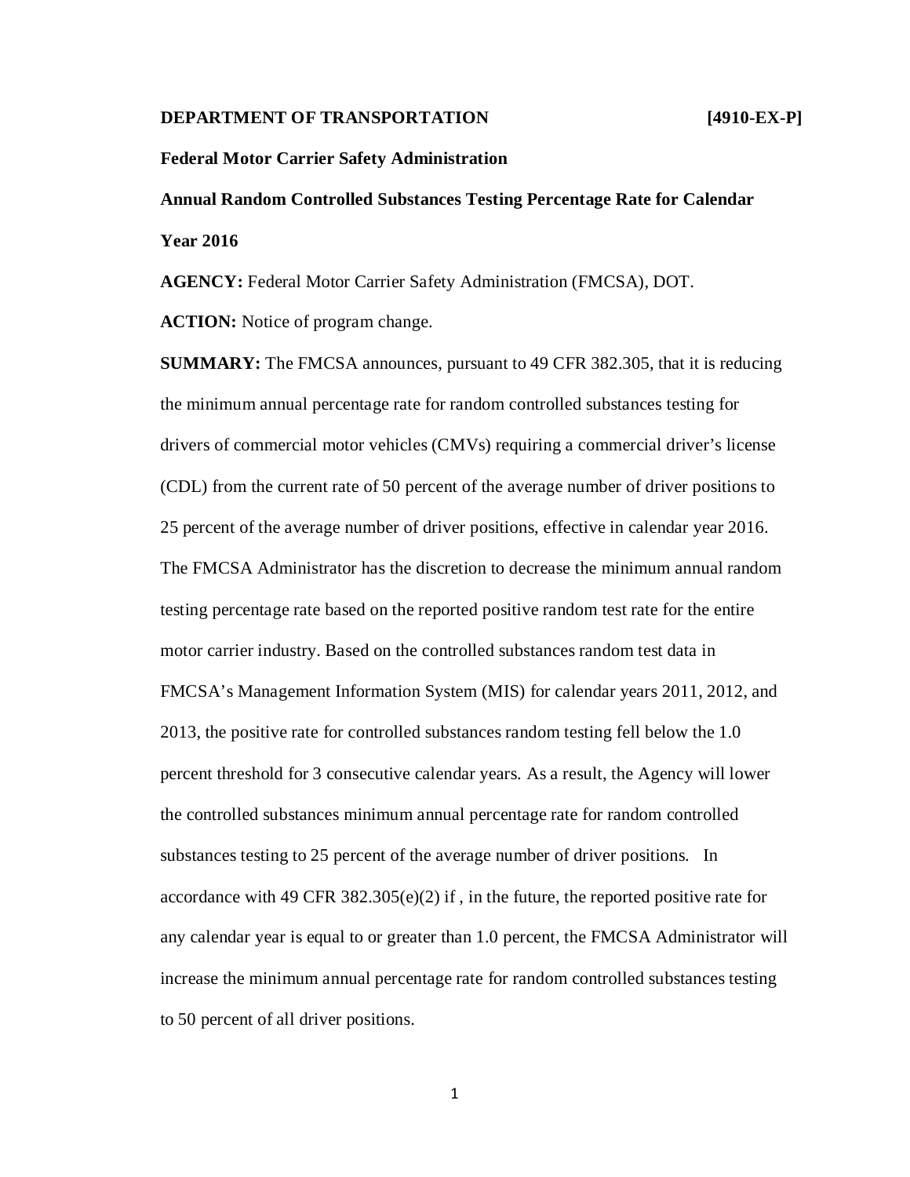**DEPARTMENT OF TRANSPORTATION** **[4910-EX-P]**

**Federal Motor Carrier Safety Administration**

**Annual Random Controlled Substances Testing Percentage Rate for Calendar Year 2016**

**AGENCY:** Federal Motor Carrier Safety Administration (FMCSA), DOT.

**ACTION:** Notice of program change.

**SUMMARY:** The FMCSA announces, pursuant to 49 CFR 382.305, that it is reducing the minimum annual percentage rate for random controlled substances testing for drivers of commercial motor vehicles (CMVs) requiring a commercial driver's license (CDL) from the current rate of 50 percent of the average number of driver positions to 25 percent of the average number of driver positions, effective in calendar year 2016. The FMCSA Administrator has the discretion to decrease the minimum annual random testing percentage rate based on the reported positive random test rate for the entire motor carrier industry. Based on the controlled substances random test data in FMCSA's Management Information System (MIS) for calendar years 2011, 2012, and 2013, the positive rate for controlled substances random testing fell below the 1.0 percent threshold for 3 consecutive calendar years. As a result, the Agency will lower the controlled substances minimum annual percentage rate for random controlled substances testing to 25 percent of the average number of driver positions. In accordance with 49 CFR 382.305(e)(2) if , in the future, the reported positive rate for any calendar year is equal to or greater than 1.0 percent, the FMCSA Administrator will increase the minimum annual percentage rate for random controlled substances testing to 50 percent of all driver positions.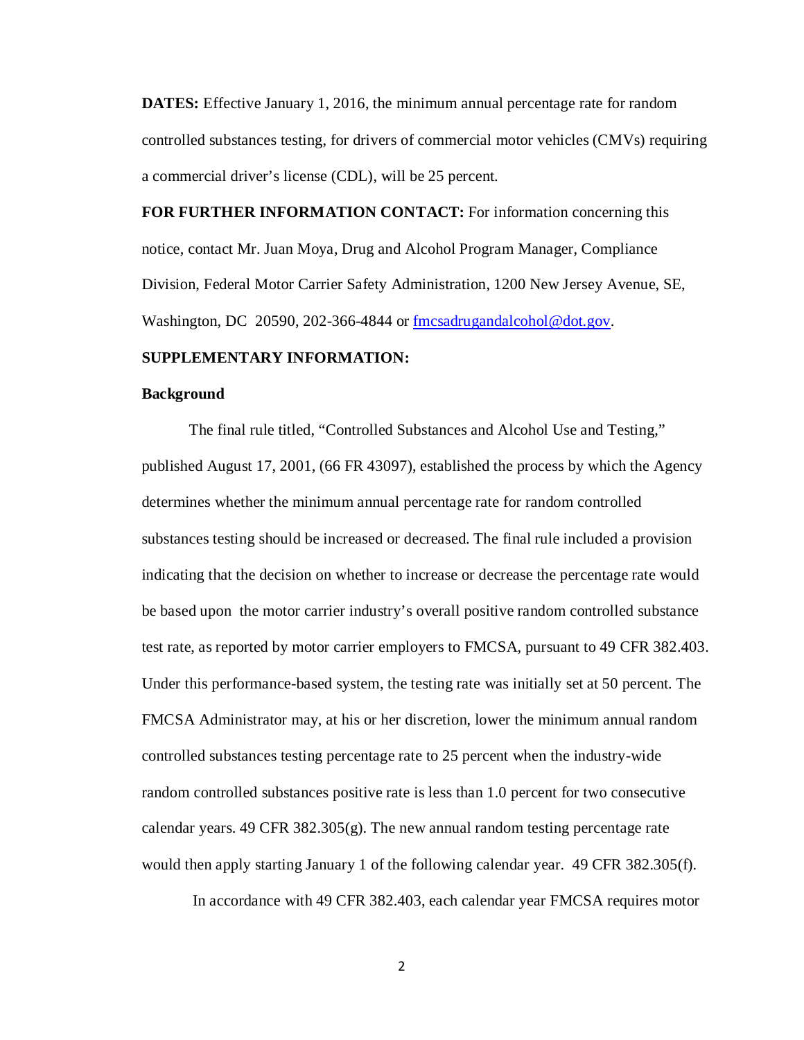**DATES:** Effective January 1, 2016, the minimum annual percentage rate for random controlled substances testing, for drivers of commercial motor vehicles (CMVs) requiring a commercial driver's license (CDL), will be 25 percent.

**FOR FURTHER INFORMATION CONTACT:** For information concerning this notice, contact Mr. Juan Moya, Drug and Alcohol Program Manager, Compliance Division, Federal Motor Carrier Safety Administration, 1200 New Jersey Avenue, SE, Washington, DC 20590, 202-366-4844 or fmcsadrugandalcohol@dot.gov.

**SUPPLEMENTARY INFORMATION:**

**Background**

The final rule titled, "Controlled Substances and Alcohol Use and Testing," published August 17, 2001, (66 FR 43097), established the process by which the Agency determines whether the minimum annual percentage rate for random controlled substances testing should be increased or decreased. The final rule included a provision indicating that the decision on whether to increase or decrease the percentage rate would be based upon the motor carrier industry's overall positive random controlled substance test rate, as reported by motor carrier employers to FMCSA, pursuant to 49 CFR 382.403. Under this performance-based system, the testing rate was initially set at 50 percent. The FMCSA Administrator may, at his or her discretion, lower the minimum annual random controlled substances testing percentage rate to 25 percent when the industry-wide random controlled substances positive rate is less than 1.0 percent for two consecutive calendar years. 49 CFR 382.305(g). The new annual random testing percentage rate would then apply starting January 1 of the following calendar year. 49 CFR 382.305(f).

In accordance with 49 CFR 382.403, each calendar year FMCSA requires motor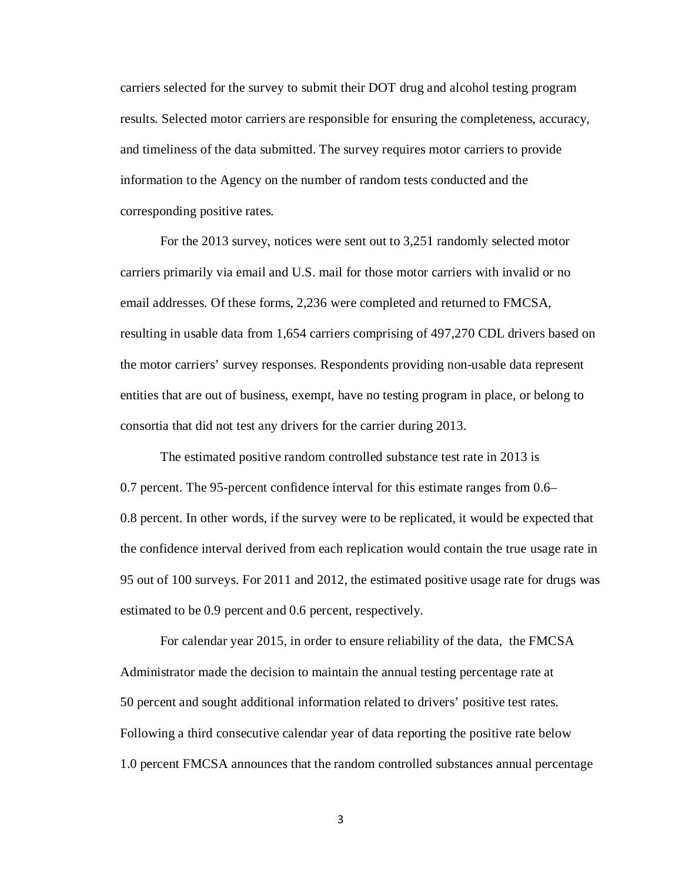carriers selected for the survey to submit their DOT drug and alcohol testing program results. Selected motor carriers are responsible for ensuring the completeness, accuracy, and timeliness of the data submitted. The survey requires motor carriers to provide information to the Agency on the number of random tests conducted and the corresponding positive rates.

For the 2013 survey, notices were sent out to 3,251 randomly selected motor carriers primarily via email and U.S. mail for those motor carriers with invalid or no email addresses. Of these forms, 2,236 were completed and returned to FMCSA, resulting in usable data from 1,654 carriers comprising of 497,270 CDL drivers based on the motor carriers' survey responses. Respondents providing non-usable data represent entities that are out of business, exempt, have no testing program in place, or belong to consortia that did not test any drivers for the carrier during 2013.

The estimated positive random controlled substance test rate in 2013 is 0.7 percent. The 95-percent confidence interval for this estimate ranges from 0.6–0.8 percent. In other words, if the survey were to be replicated, it would be expected that the confidence interval derived from each replication would contain the true usage rate in 95 out of 100 surveys. For 2011 and 2012, the estimated positive usage rate for drugs was estimated to be 0.9 percent and 0.6 percent, respectively.

For calendar year 2015, in order to ensure reliability of the data, the FMCSA Administrator made the decision to maintain the annual testing percentage rate at 50 percent and sought additional information related to drivers' positive test rates. Following a third consecutive calendar year of data reporting the positive rate below 1.0 percent FMCSA announces that the random controlled substances annual percentage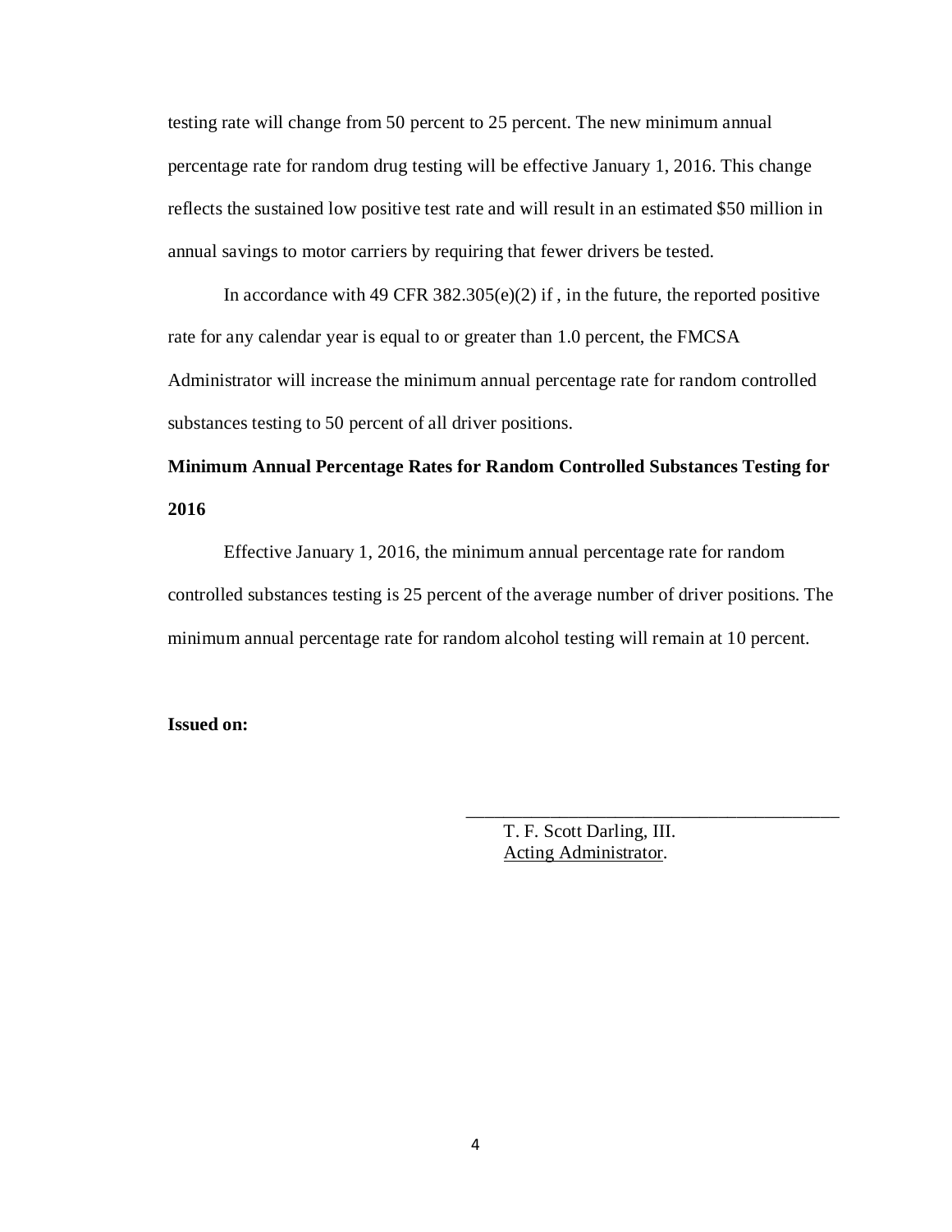testing rate will change from 50 percent to 25 percent. The new minimum annual percentage rate for random drug testing will be effective January 1, 2016. This change reflects the sustained low positive test rate and will result in an estimated $50 million in annual savings to motor carriers by requiring that fewer drivers be tested.

In accordance with 49 CFR 382.305(e)(2) if , in the future, the reported positive rate for any calendar year is equal to or greater than 1.0 percent, the FMCSA Administrator will increase the minimum annual percentage rate for random controlled substances testing to 50 percent of all driver positions.

**Minimum Annual Percentage Rates for Random Controlled Substances Testing for 2016**

Effective January 1, 2016, the minimum annual percentage rate for random controlled substances testing is 25 percent of the average number of driver positions. The minimum annual percentage rate for random alcohol testing will remain at 10 percent.

**Issued on:**

\_\_\_\_\_\_\_\_\_\_\_\_\_\_\_\_\_\_\_\_\_\_\_\_\_\_\_\_\_\_\_\_\_\_\_\_\_\_\_\_

T. F. Scott Darling, III.

Acting Administrator.